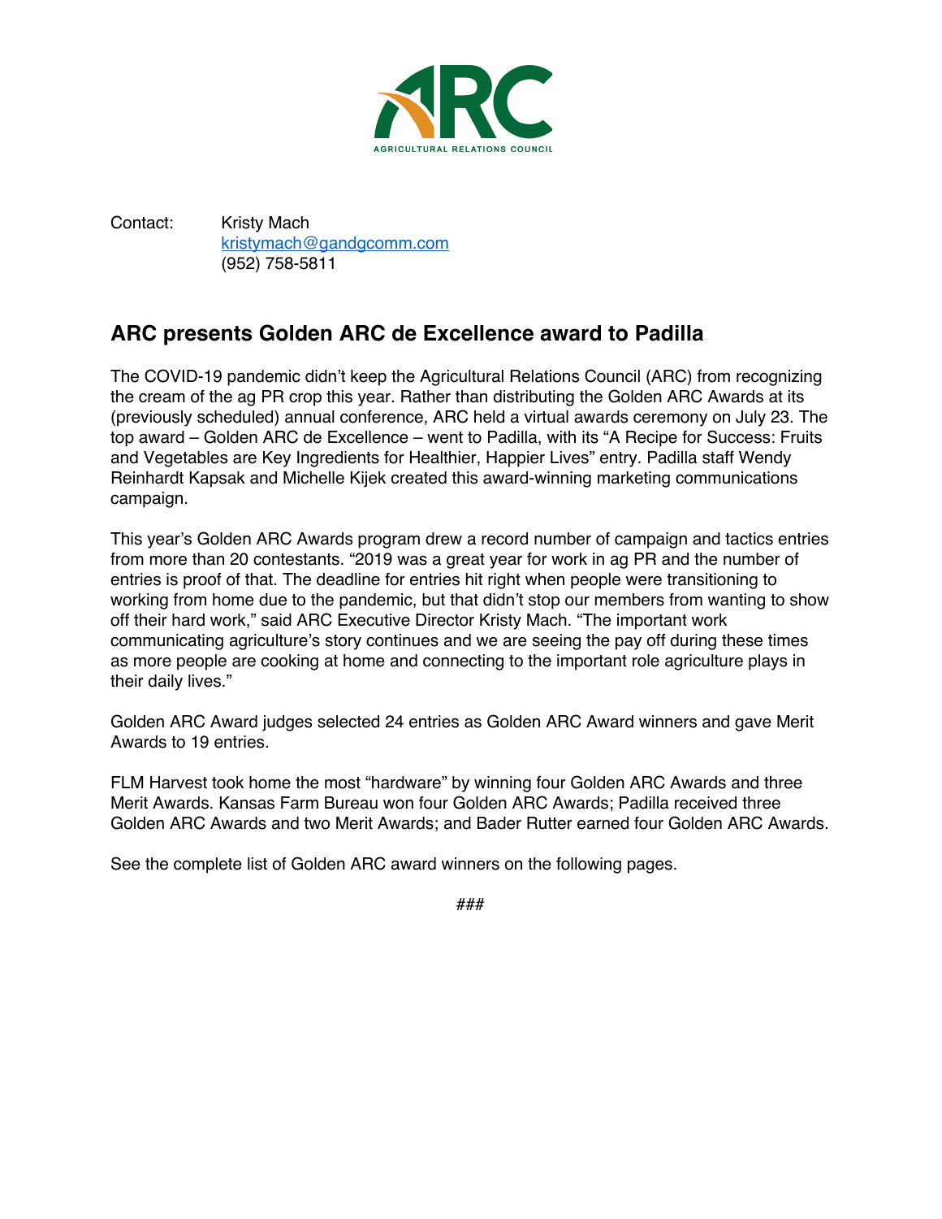ARC

AGRICULTURAL RELATIONS COUNCIL

Contact: Kristy Mach
kristymach@gandgcomm.com
(952) 758-5811

## ARC presents Golden ARC de Excellence award to Padilla

The COVID-19 pandemic didn't keep the Agricultural Relations Council (ARC) from recognizing the cream of the ag PR crop this year. Rather than distributing the Golden ARC Awards at its (previously scheduled) annual conference, ARC held a virtual awards ceremony on July 23. The top award – Golden ARC de Excellence – went to Padilla, with its "A Recipe for Success: Fruits and Vegetables are Key Ingredients for Healthier, Happier Lives" entry. Padilla staff Wendy Reinhardt Kapsak and Michelle Kijek created this award-winning marketing communications campaign.

This year's Golden ARC Awards program drew a record number of campaign and tactics entries from more than 20 contestants. "2019 was a great year for work in ag PR and the number of entries is proof of that. The deadline for entries hit right when people were transitioning to working from home due to the pandemic, but that didn't stop our members from wanting to show off their hard work," said ARC Executive Director Kristy Mach. "The important work communicating agriculture's story continues and we are seeing the pay off during these times as more people are cooking at home and connecting to the important role agriculture plays in their daily lives."

Golden ARC Award judges selected 24 entries as Golden ARC Award winners and gave Merit Awards to 19 entries.

FLM Harvest took home the most "hardware" by winning four Golden ARC Awards and three Merit Awards. Kansas Farm Bureau won four Golden ARC Awards; Padilla received three Golden ARC Awards and two Merit Awards; and Bader Rutter earned four Golden ARC Awards.

See the complete list of Golden ARC award winners on the following pages.

###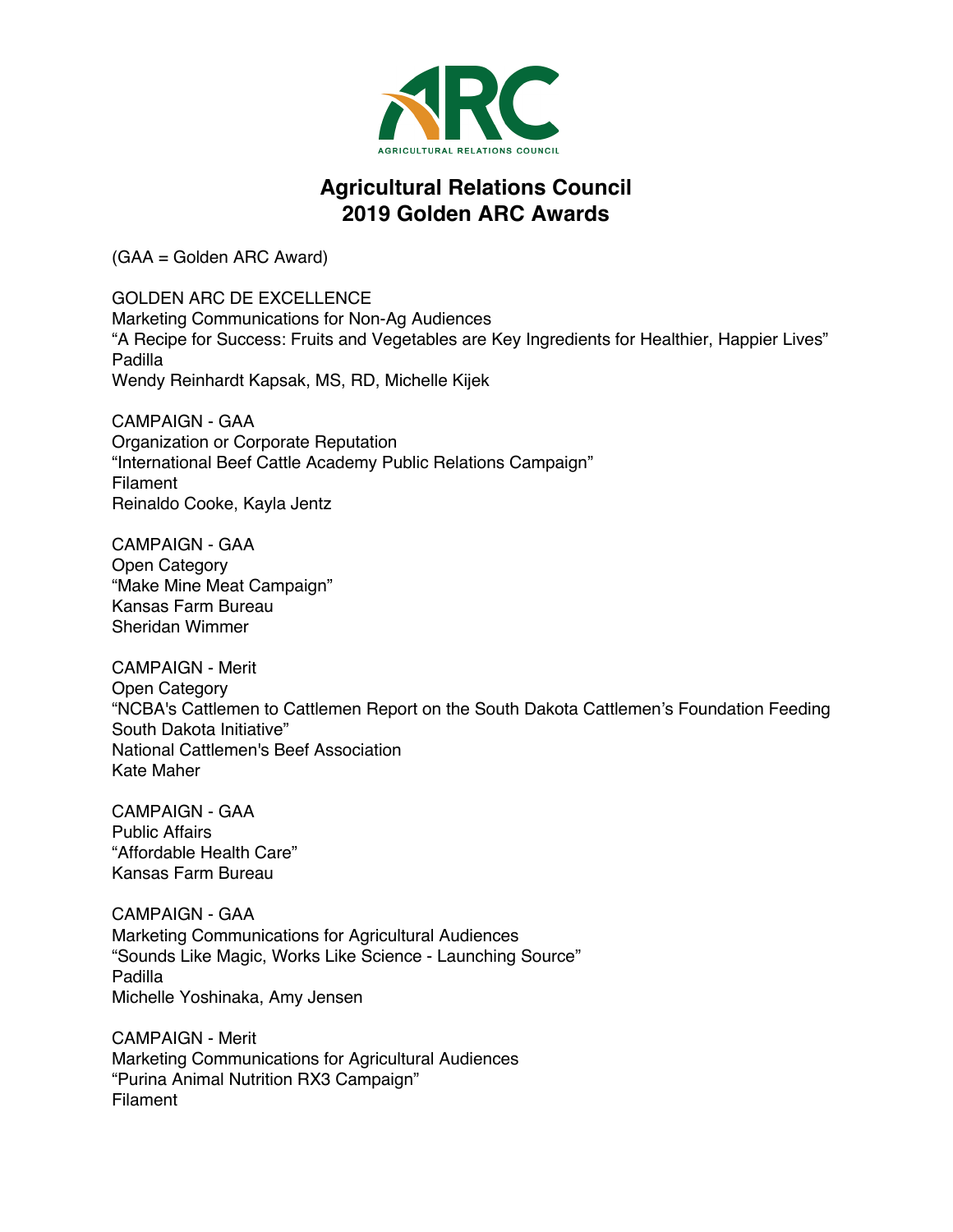# Agricultural Relations Council
# 2019 Golden ARC Awards

(GAA = Golden ARC Award)

GOLDEN ARC DE EXCELLENCE
Marketing Communications for Non-Ag Audiences
"A Recipe for Success: Fruits and Vegetables are Key Ingredients for Healthier, Happier Lives"
Padilla
Wendy Reinhardt Kapsak, MS, RD, Michelle Kijek

CAMPAIGN - GAA
Organization or Corporate Reputation
"International Beef Cattle Academy Public Relations Campaign"
Filament
Reinaldo Cooke, Kayla Jentz

CAMPAIGN - GAA
Open Category
"Make Mine Meat Campaign"
Kansas Farm Bureau
Sheridan Wimmer

CAMPAIGN - Merit
Open Category
"NCBA's Cattlemen to Cattlemen Report on the South Dakota Cattlemen's Foundation Feeding South Dakota Initiative"
National Cattlemen's Beef Association
Kate Maher

CAMPAIGN - GAA
Public Affairs
"Affordable Health Care"
Kansas Farm Bureau

CAMPAIGN - GAA
Marketing Communications for Agricultural Audiences
"Sounds Like Magic, Works Like Science - Launching Source"
Padilla
Michelle Yoshinaka, Amy Jensen

CAMPAIGN - Merit
Marketing Communications for Agricultural Audiences
"Purina Animal Nutrition RX3 Campaign"
Filament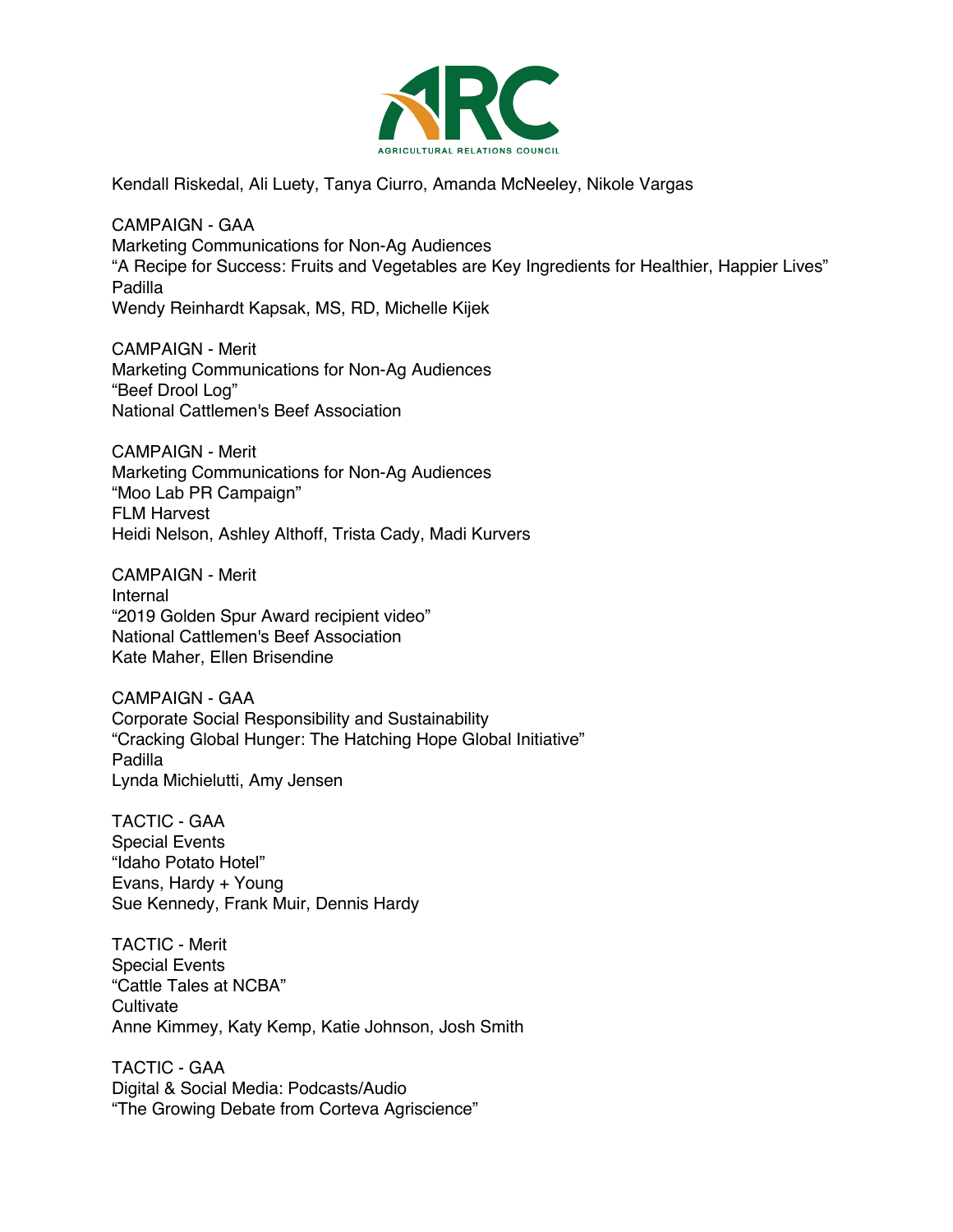Kendall Riskedal, Ali Luety, Tanya Ciurro, Amanda McNeeley, Nikole Vargas

CAMPAIGN - GAA
Marketing Communications for Non-Ag Audiences
"A Recipe for Success: Fruits and Vegetables are Key Ingredients for Healthier, Happier Lives"
Padilla
Wendy Reinhardt Kapsak, MS, RD, Michelle Kijek

CAMPAIGN - Merit
Marketing Communications for Non-Ag Audiences
"Beef Drool Log"
National Cattlemen's Beef Association

CAMPAIGN - Merit
Marketing Communications for Non-Ag Audiences
"Moo Lab PR Campaign"
FLM Harvest
Heidi Nelson, Ashley Althoff, Trista Cady, Madi Kurvers

CAMPAIGN - Merit
Internal
"2019 Golden Spur Award recipient video"
National Cattlemen's Beef Association
Kate Maher, Ellen Brisendine

CAMPAIGN - GAA
Corporate Social Responsibility and Sustainability
"Cracking Global Hunger: The Hatching Hope Global Initiative"
Padilla
Lynda Michielutti, Amy Jensen

TACTIC - GAA
Special Events
"Idaho Potato Hotel"
Evans, Hardy + Young
Sue Kennedy, Frank Muir, Dennis Hardy

TACTIC - Merit
Special Events
"Cattle Tales at NCBA"
Cultivate
Anne Kimmey, Katy Kemp, Katie Johnson, Josh Smith

TACTIC - GAA
Digital & Social Media: Podcasts/Audio
"The Growing Debate from Corteva Agriscience"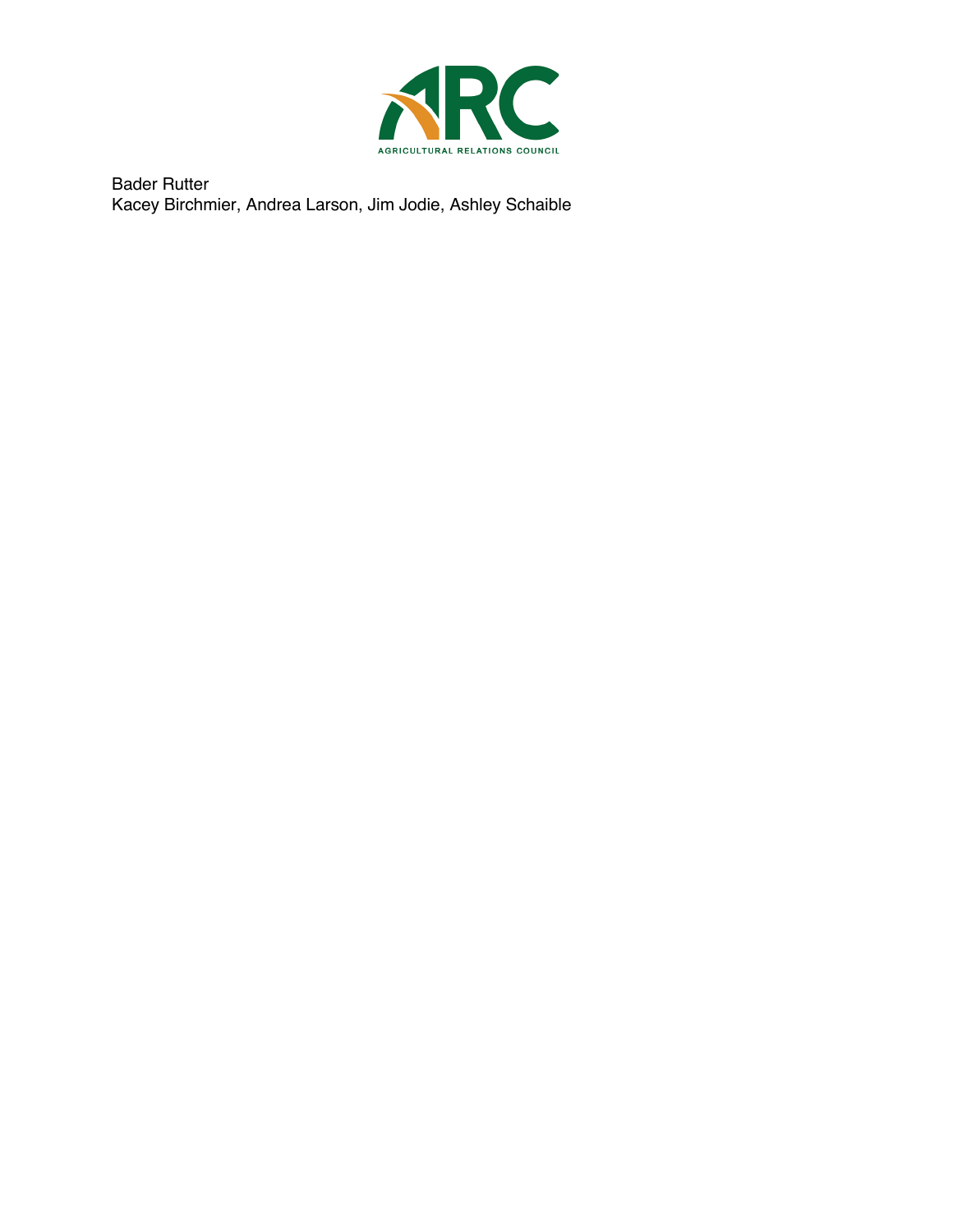Bader Rutter
Kacey Birchmier, Andrea Larson, Jim Jodie, Ashley Schaible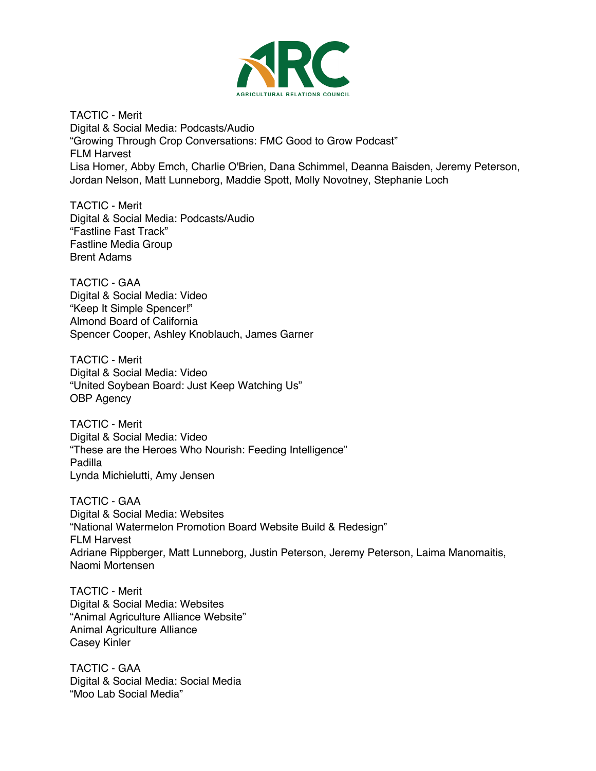TACTIC - Merit
Digital & Social Media: Podcasts/Audio
“Growing Through Crop Conversations: FMC Good to Grow Podcast”
FLM Harvest
Lisa Homer, Abby Emch, Charlie O'Brien, Dana Schimmel, Deanna Baisden, Jeremy Peterson, Jordan Nelson, Matt Lunneborg, Maddie Spott, Molly Novotney, Stephanie Loch

TACTIC - Merit
Digital & Social Media: Podcasts/Audio
“Fastline Fast Track”
Fastline Media Group
Brent Adams

TACTIC - GAA
Digital & Social Media: Video
“Keep It Simple Spencer!”
Almond Board of California
Spencer Cooper, Ashley Knoblauch, James Garner

TACTIC - Merit
Digital & Social Media: Video
“United Soybean Board: Just Keep Watching Us”
OBP Agency

TACTIC - Merit
Digital & Social Media: Video
“These are the Heroes Who Nourish: Feeding Intelligence”
Padilla
Lynda Michielutti, Amy Jensen

TACTIC - GAA
Digital & Social Media: Websites
“National Watermelon Promotion Board Website Build & Redesign”
FLM Harvest
Adriane Rippberger, Matt Lunneborg, Justin Peterson, Jeremy Peterson, Laima Manomaitis, Naomi Mortensen

TACTIC - Merit
Digital & Social Media: Websites
“Animal Agriculture Alliance Website”
Animal Agriculture Alliance
Casey Kinler

TACTIC - GAA
Digital & Social Media: Social Media
“Moo Lab Social Media”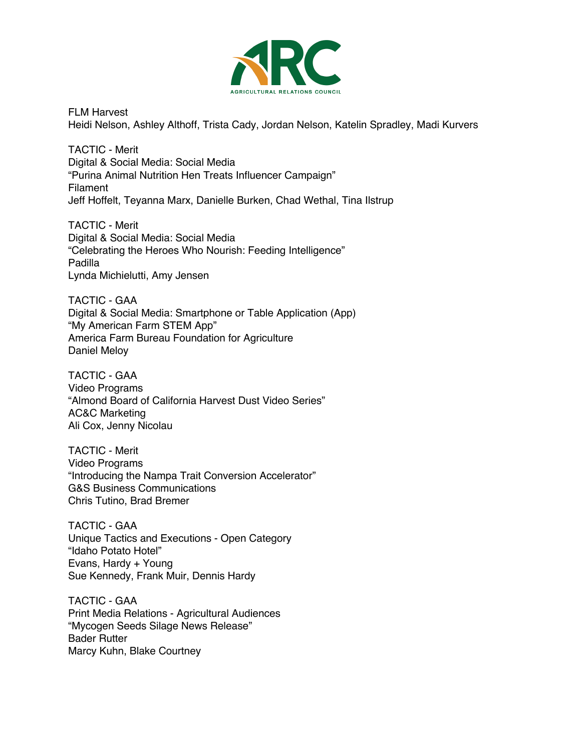FLM Harvest
Heidi Nelson, Ashley Althoff, Trista Cady, Jordan Nelson, Katelin Spradley, Madi Kurvers

TACTIC - Merit
Digital & Social Media: Social Media
“Purina Animal Nutrition Hen Treats Influencer Campaign”
Filament
Jeff Hoffelt, Teyanna Marx, Danielle Burken, Chad Wethal, Tina Ilstrup

TACTIC - Merit
Digital & Social Media: Social Media
“Celebrating the Heroes Who Nourish: Feeding Intelligence”
Padilla
Lynda Michielutti, Amy Jensen

TACTIC - GAA
Digital & Social Media: Smartphone or Table Application (App)
“My American Farm STEM App”
America Farm Bureau Foundation for Agriculture
Daniel Meloy

TACTIC - GAA
Video Programs
“Almond Board of California Harvest Dust Video Series”
AC&C Marketing
Ali Cox, Jenny Nicolau

TACTIC - Merit
Video Programs
“Introducing the Nampa Trait Conversion Accelerator”
G&S Business Communications
Chris Tutino, Brad Bremer

TACTIC - GAA
Unique Tactics and Executions - Open Category
“Idaho Potato Hotel”
Evans, Hardy + Young
Sue Kennedy, Frank Muir, Dennis Hardy

TACTIC - GAA
Print Media Relations - Agricultural Audiences
“Mycogen Seeds Silage News Release”
Bader Rutter
Marcy Kuhn, Blake Courtney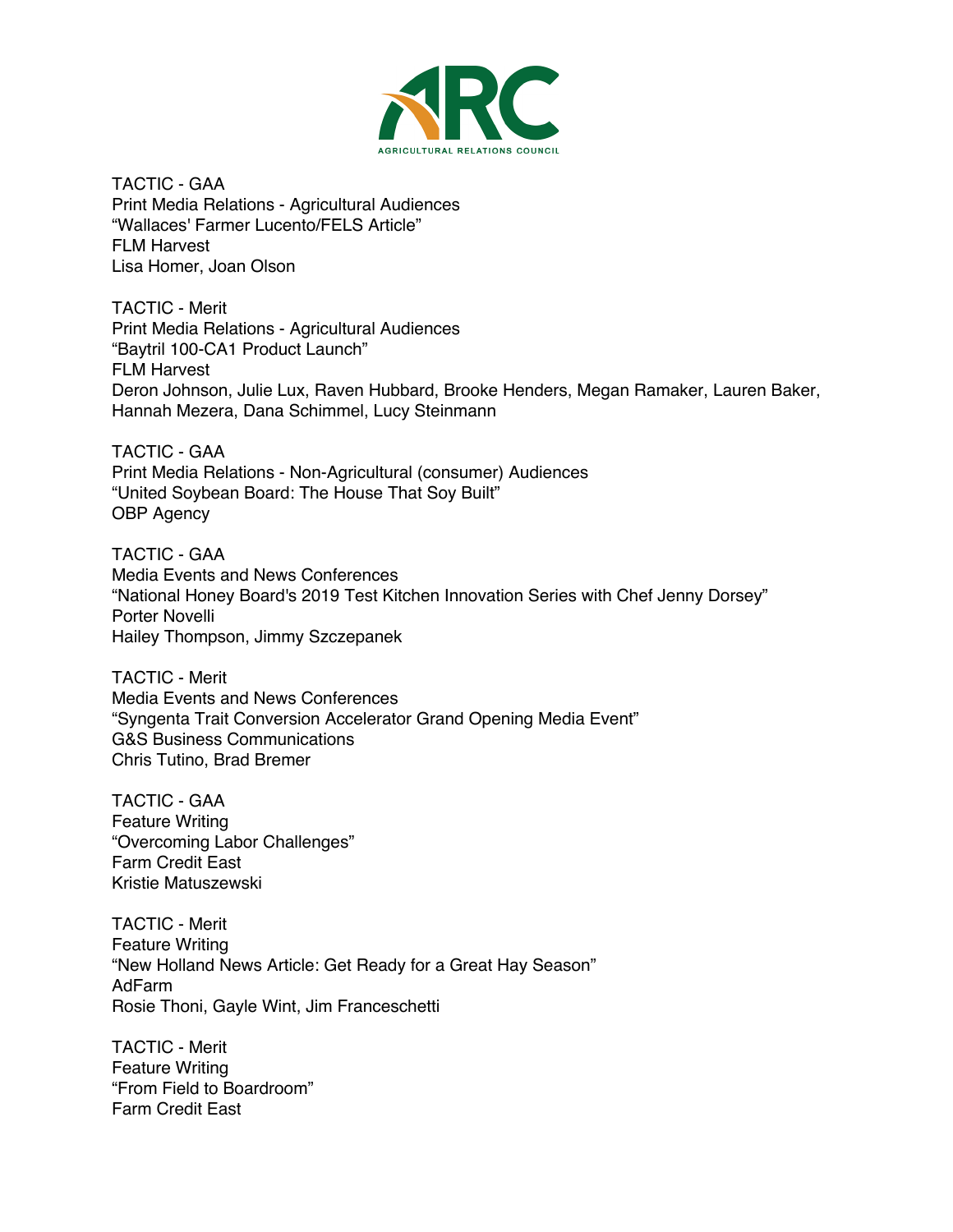ARC
AGRICULTURAL RELATIONS COUNCIL

TACTIC - GAA
Print Media Relations - Agricultural Audiences
"Wallaces' Farmer Lucento/FELS Article"
FLM Harvest
Lisa Homer, Joan Olson

TACTIC - Merit
Print Media Relations - Agricultural Audiences
"Baytril 100-CA1 Product Launch"
FLM Harvest
Deron Johnson, Julie Lux, Raven Hubbard, Brooke Henders, Megan Ramaker, Lauren Baker, Hannah Mezera, Dana Schimmel, Lucy Steinmann

TACTIC - GAA
Print Media Relations - Non-Agricultural (consumer) Audiences
"United Soybean Board: The House That Soy Built"
OBP Agency

TACTIC - GAA
Media Events and News Conferences
"National Honey Board's 2019 Test Kitchen Innovation Series with Chef Jenny Dorsey"
Porter Novelli
Hailey Thompson, Jimmy Szczepanek

TACTIC - Merit
Media Events and News Conferences
"Syngenta Trait Conversion Accelerator Grand Opening Media Event"
G&S Business Communications
Chris Tutino, Brad Bremer

TACTIC - GAA
Feature Writing
"Overcoming Labor Challenges"
Farm Credit East
Kristie Matuszewski

TACTIC - Merit
Feature Writing
"New Holland News Article: Get Ready for a Great Hay Season"
AdFarm
Rosie Thoni, Gayle Wint, Jim Franceschetti

TACTIC - Merit
Feature Writing
"From Field to Boardroom"
Farm Credit East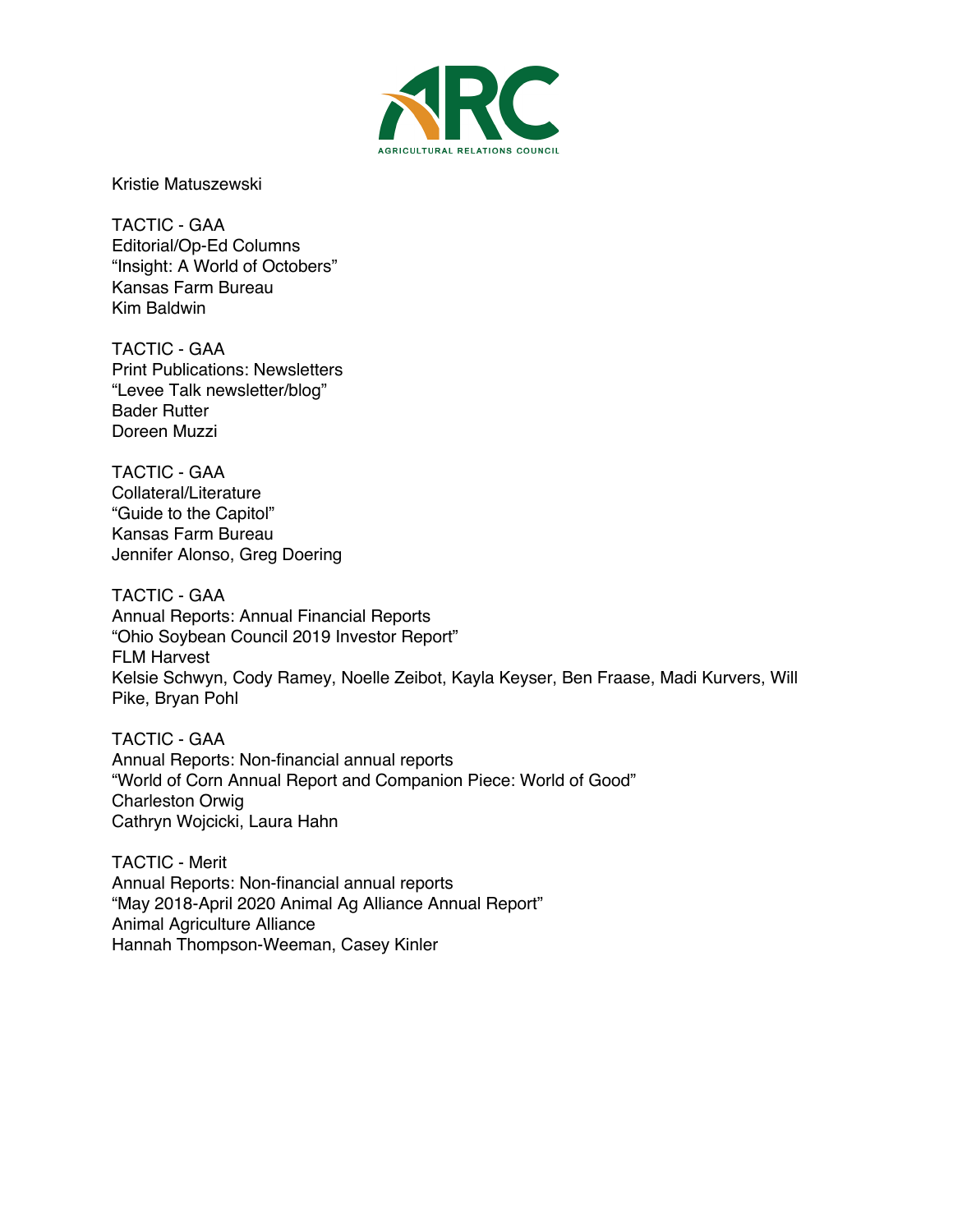Kristie Matuszewski

TACTIC - GAA
Editorial/Op-Ed Columns
"Insight: A World of Octobers"
Kansas Farm Bureau
Kim Baldwin

TACTIC - GAA
Print Publications: Newsletters
"Levee Talk newsletter/blog"
Bader Rutter
Doreen Muzzi

TACTIC - GAA
Collateral/Literature
"Guide to the Capitol"
Kansas Farm Bureau
Jennifer Alonso, Greg Doering

TACTIC - GAA
Annual Reports: Annual Financial Reports
"Ohio Soybean Council 2019 Investor Report"
FLM Harvest
Kelsie Schwyn, Cody Ramey, Noelle Zeibot, Kayla Keyser, Ben Fraase, Madi Kurvers, Will Pike, Bryan Pohl

TACTIC - GAA
Annual Reports: Non-financial annual reports
"World of Corn Annual Report and Companion Piece: World of Good"
Charleston Orwig
Cathryn Wojcicki, Laura Hahn

TACTIC - Merit
Annual Reports: Non-financial annual reports
"May 2018-April 2020 Animal Ag Alliance Annual Report"
Animal Agriculture Alliance
Hannah Thompson-Weeman, Casey Kinler